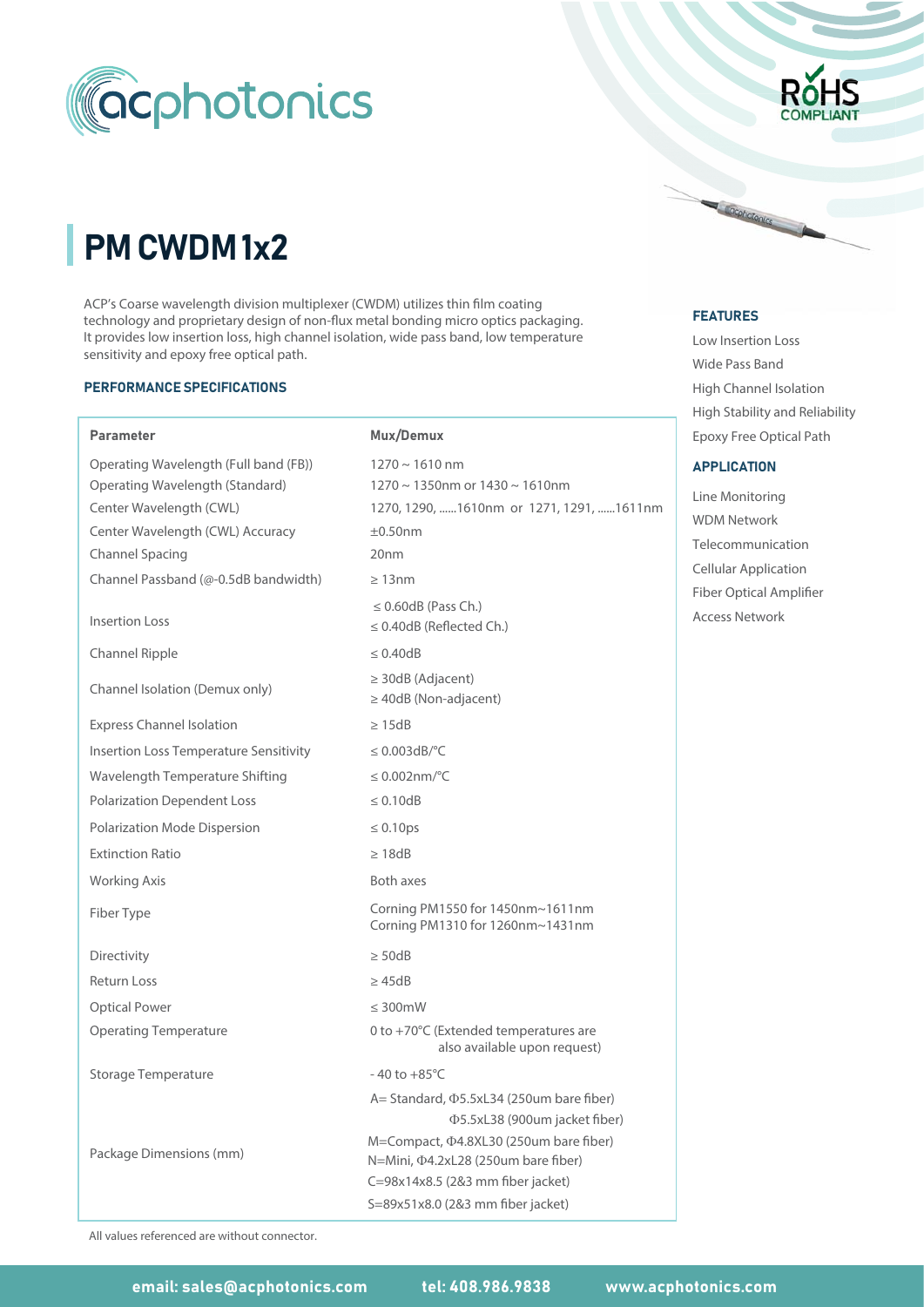acphotonics

RoHS COMPLIANT

# PM CWDM 1x2

ACP's Coarse wavelength division multiplexer (CWDM) utilizes thin film coating technology and proprietary design of non-flux metal bonding micro optics packaging. It provides low insertion loss, high channel isolation, wide pass band, low temperature sensitivity and epoxy free optical path.

### FEATURES

- Low Insertion Loss
- Wide Pass Band
- High Channel Isolation
- High Stability and Reliability
- Epoxy Free Optical Path

### APPLICATION

- Line Monitoring
- WDM Network
- Telecommunication
- Cellular Application
- Fiber Optical Amplifier
- Access Network

### PERFORMANCE SPECIFICATIONS

| Parameter | Mux/Demux |
|---|---|
| Operating Wavelength (Full band (FB)) | 1270 ~ 1610 nm |
| Operating Wavelength (Standard) | 1270 ~ 1350nm or 1430 ~ 1610nm |
| Center Wavelength (CWL) | 1270, 1290, ......1610nm or 1271, 1291, ......1611nm |
| Center Wavelength (CWL) Accuracy | ±0.50nm |
| Channel Spacing | 20nm |
| Channel Passband (@-0.5dB bandwidth) | ≥ 13nm |
| Insertion Loss | ≤ 0.60dB (Pass Ch.)<br>≤ 0.40dB (Reflected Ch.) |
| Channel Ripple | ≤ 0.40dB |
| Channel Isolation (Demux only) | ≥ 30dB (Adjacent)<br>≥ 40dB (Non-adjacent) |
| Express Channel Isolation | ≥ 15dB |
| Insertion Loss Temperature Sensitivity | ≤ 0.003dB/°C |
| Wavelength Temperature Shifting | ≤ 0.002nm/°C |
| Polarization Dependent Loss | ≤ 0.10dB |
| Polarization Mode Dispersion | ≤ 0.10ps |
| Extinction Ratio | ≥ 18dB |
| Working Axis | Both axes |
| Fiber Type | Corning PM1550 for 1450nm~1611nm<br>Corning PM1310 for 1260nm~1431nm |
| Directivity | ≥ 50dB |
| Return Loss | ≥ 45dB |
| Optical Power | ≤ 300mW |
| Operating Temperature | 0 to +70°C (Extended temperatures are also available upon request) |
| Storage Temperature | - 40 to +85°C |
| Package Dimensions (mm) | A= Standard, Φ5.5xL34 (250um bare fiber)<br>Φ5.5xL38 (900um jacket fiber)<br>M=Compact, Φ4.8XL30 (250um bare fiber)<br>N=Mini, Φ4.2xL28 (250um bare fiber)<br>C=98x14x8.5 (2&3 mm fiber jacket)<br>S=89x51x8.0 (2&3 mm fiber jacket) |

All values referenced are without connector.

email: sales@acphotonics.com tel: 408.986.9838 www.acphotonics.com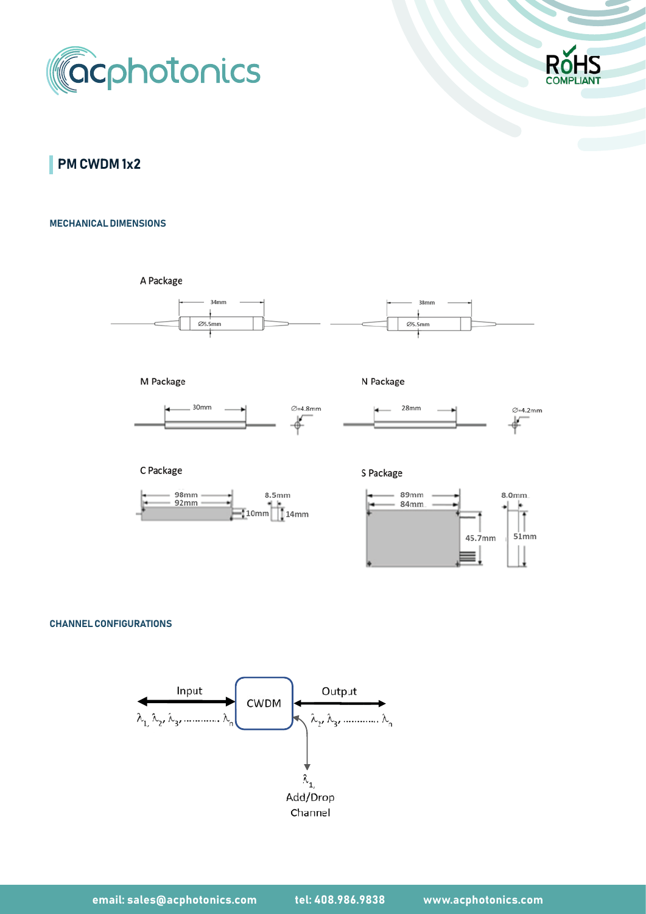## PM CWDM 1x2

### MECHANICAL DIMENSIONS

A Package

34mm
Ø5.5mm

38mm
Ø5.5mm

M Package

30mm
Ø=4.8mm

N Package

28mm
Ø=4.2mm

C Package

98mm
92mm
8.5mm
10mm
14mm

S Package

89mm
84mm
45.7mm
8.0mm
51mm

### CHANNEL CONFIGURATIONS

Input

$\lambda_1, \lambda_2, \lambda_3, \ldots\ldots\ldots\ldots \lambda_n$

CWDM

Output

$\lambda_2, \lambda_3, \ldots\ldots\ldots\ldots \lambda_n$

$\lambda_1$

Add/Drop Channel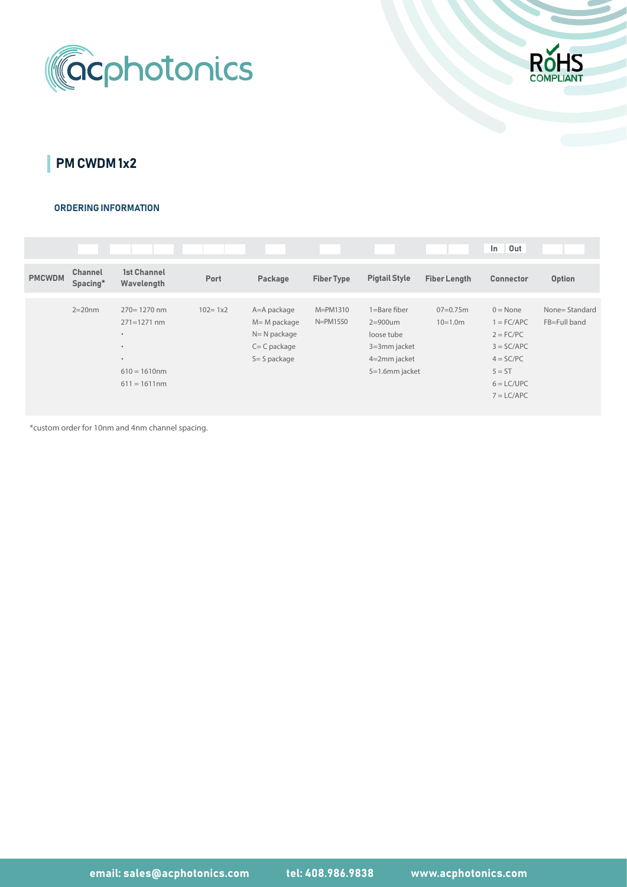## PM CWDM 1x2

### ORDERING INFORMATION

| | | | | | | | | In Out | |
|---|---|---|---|---|---|---|---|---|---|
| **PMCWDM** | **Channel Spacing*** | **1st Channel Wavelength** | **Port** | **Package** | **Fiber Type** | **Pigtail Style** | **Fiber Length** | **Connector** | **Option** |
| | 2=20nm | 270= 1270 nm<br>271=1271 nm<br>·<br>·<br>·<br>610 = 1610nm<br>611 = 1611nm | 102= 1x2 | A=A package<br>M= M package<br>N= N package<br>C= C package<br>S= S package | M=PM1310<br>N=PM1550 | 1=Bare fiber<br>2=900um loose tube<br>3=3mm jacket<br>4=2mm jacket<br>5=1.6mm jacket | 07=0.75m<br>10=1.0m | 0 = None<br>1 = FC/APC<br>2 = FC/PC<br>3 = SC/APC<br>4 = SC/PC<br>5 = ST<br>6 = LC/UPC<br>7 = LC/APC | None= Standard<br>FB=Full band |

*custom order for 10nm and 4nm channel spacing.